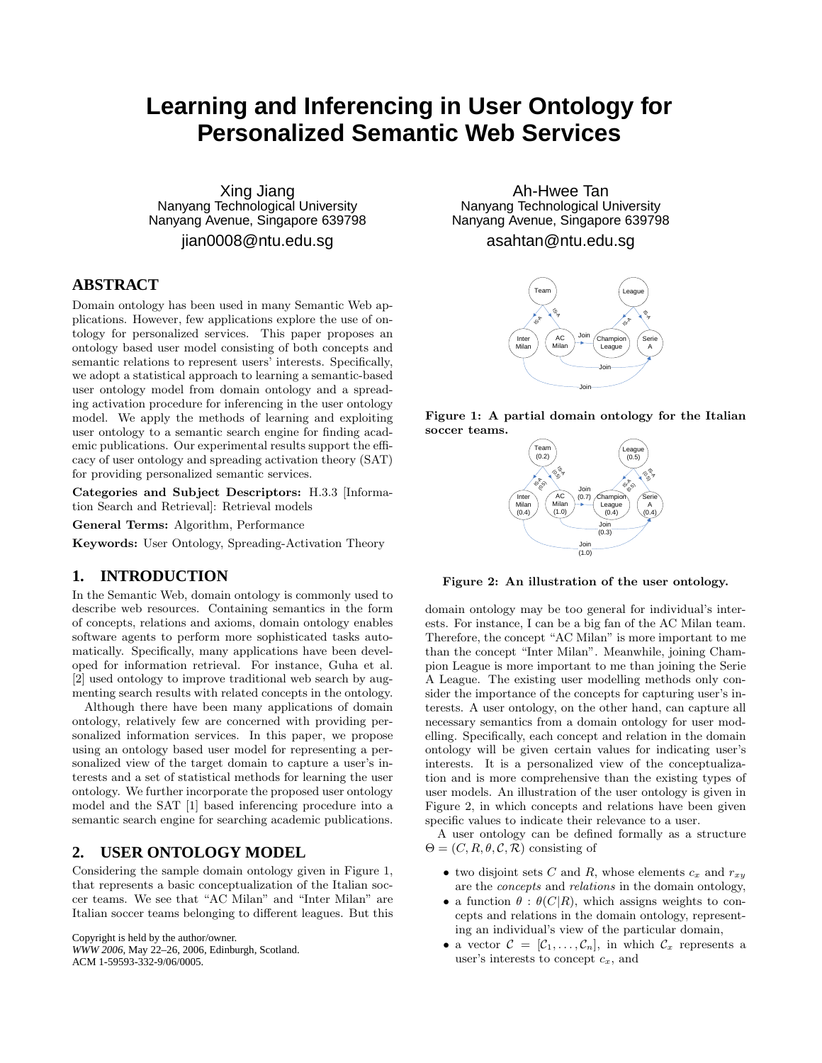# Learning and Inferencing in User Ontology for Personalized Semantic Web Services

Xing Jiang
Nanyang Technological University
Nanyang Avenue, Singapore 639798
jian0008@ntu.edu.sg

Ah-Hwee Tan
Nanyang Technological University
Nanyang Avenue, Singapore 639798
asahtan@ntu.edu.sg

## ABSTRACT

Domain ontology has been used in many Semantic Web applications. However, few applications explore the use of ontology for personalized services. This paper proposes an ontology based user model consisting of both concepts and semantic relations to represent users' interests. Specifically, we adopt a statistical approach to learning a semantic-based user ontology model from domain ontology and a spreading activation procedure for inferencing in the user ontology model. We apply the methods of learning and exploiting user ontology to a semantic search engine for finding academic publications. Our experimental results support the efficacy of user ontology and spreading activation theory (SAT) for providing personalized semantic services.

**Categories and Subject Descriptors:** H.3.3 [Information Search and Retrieval]: Retrieval models

**General Terms:** Algorithm, Performance

**Keywords:** User Ontology, Spreading-Activation Theory

## 1. INTRODUCTION

In the Semantic Web, domain ontology is commonly used to describe web resources. Containing semantics in the form of concepts, relations and axioms, domain ontology enables software agents to perform more sophisticated tasks automatically. Specifically, many applications have been developed for information retrieval. For instance, Guha et al. [2] used ontology to improve traditional web search by augmenting search results with related concepts in the ontology.

Although there have been many applications of domain ontology, relatively few are concerned with providing personalized information services. In this paper, we propose using an ontology based user model for representing a personalized view of the target domain to capture a user's interests and a set of statistical methods for learning the user ontology. We further incorporate the proposed user ontology model and the SAT [1] based inferencing procedure into a semantic search engine for searching academic publications.

## 2. USER ONTOLOGY MODEL

Considering the sample domain ontology given in Figure 1, that represents a basic conceptualization of the Italian soccer teams. We see that "AC Milan" and "Inter Milan" are Italian soccer teams belonging to different leagues. But this domain ontology may be too general for individual's interests. For instance, I can be a big fan of the AC Milan team. Therefore, the concept "AC Milan" is more important to me than the concept "Inter Milan". Meanwhile, joining Champion League is more important to me than joining the Serie A League. The existing user modelling methods only consider the importance of the concepts for capturing user's interests. A user ontology, on the other hand, can capture all necessary semantics from a domain ontology for user modelling. Specifically, each concept and relation in the domain ontology will be given certain values for indicating user's interests. It is a personalized view of the conceptualization and is more comprehensive than the existing types of user models. An illustration of the user ontology is given in Figure 2, in which concepts and relations have been given specific values to indicate their relevance to a user.

**Figure 1: A partial domain ontology for the Italian soccer teams.**

**Figure 2: An illustration of the user ontology.**

A user ontology can be defined formally as a structure $\Theta = (C, R, \theta, \mathcal{C}, \mathcal{R})$ consisting of

- two disjoint sets $C$ and $R$, whose elements $c_x$ and $r_{xy}$ are the *concepts* and *relations* in the domain ontology,
- a function $\theta : \theta(C|R)$, which assigns weights to concepts and relations in the domain ontology, representing an individual's view of the particular domain,
- a vector $\mathcal{C} = [\mathcal{C}_1, \ldots, \mathcal{C}_n]$, in which $\mathcal{C}_x$ represents a user's interests to concept $c_x$, and

Copyright is held by the author/owner.
*WWW 2006*, May 22–26, 2006, Edinburgh, Scotland.
ACM 1-59593-332-9/06/0005.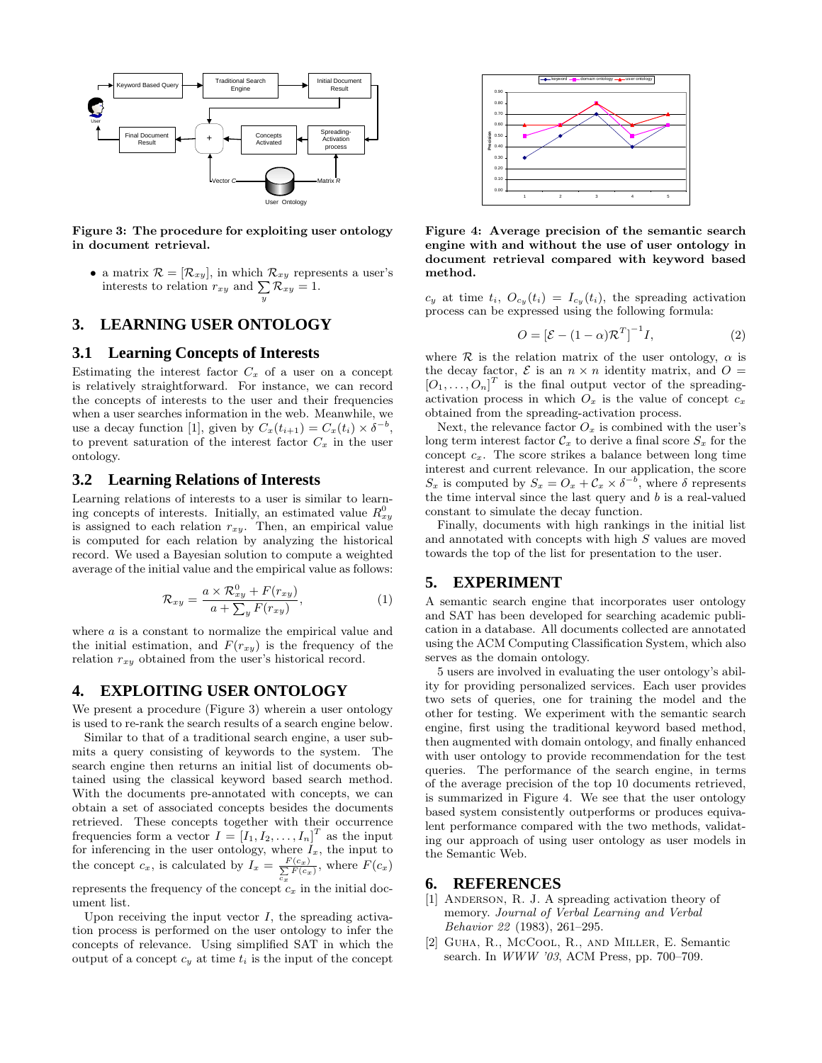Keyword Based Query

Traditional Search Engine

Initial Document Result

User

Final Document Result

+

Concepts Activated

Spreading-Activation process

Vector $C$

Matrix $R$

User Ontology

**Figure 3: The procedure for exploiting user ontology in document retrieval.**

- a matrix $\mathcal{R} = [\mathcal{R}_{xy}]$, in which $\mathcal{R}_{xy}$ represents a user's interests to relation $r_{xy}$ and $\sum_y \mathcal{R}_{xy} = 1$.

## 3. LEARNING USER ONTOLOGY

### 3.1 Learning Concepts of Interests

Estimating the interest factor $C_x$ of a user on a concept is relatively straightforward. For instance, we can record the concepts of interests to the user and their frequencies when a user searches information in the web. Meanwhile, we use a decay function [1], given by $C_x(t_{i+1}) = C_x(t_i) \times \delta^{-b}$, to prevent saturation of the interest factor $C_x$ in the user ontology.

### 3.2 Learning Relations of Interests

Learning relations of interests to a user is similar to learning concepts of interests. Initially, an estimated value $R^0_{xy}$ is assigned to each relation $r_{xy}$. Then, an empirical value is computed for each relation by analyzing the historical record. We used a Bayesian solution to compute a weighted average of the initial value and the empirical value as follows:

$$\mathcal{R}_{xy} = \frac{a \times \mathcal{R}^0_{xy} + F(r_{xy})}{a + \sum_y F(r_{xy})}, \tag{1}$$

where $a$ is a constant to normalize the empirical value and the initial estimation, and $F(r_{xy})$ is the frequency of the relation $r_{xy}$ obtained from the user's historical record.

## 4. EXPLOITING USER ONTOLOGY

We present a procedure (Figure 3) wherein a user ontology is used to re-rank the search results of a search engine below.

Similar to that of a traditional search engine, a user submits a query consisting of keywords to the system. The search engine then returns an initial list of documents obtained using the classical keyword based search method. With the documents pre-annotated with concepts, we can obtain a set of associated concepts besides the documents retrieved. These concepts together with their occurrence frequencies form a vector $I = [I_1, I_2, \ldots, I_n]^T$ as the input for inferencing in the user ontology, where $I_x$, the input to the concept $c_x$, is calculated by $I_x = \frac{F(c_x)}{\sum_{c_x} F(c_x)}$, where $F(c_x)$ represents the frequency of the concept $c_x$ in the initial document list.

Upon receiving the input vector $I$, the spreading activation process is performed on the user ontology to infer the concepts of relevance. Using simplified SAT in which the output of a concept $c_y$ at time $t_i$ is the input of the concept $c_y$ at time $t_i$, $O_{c_y}(t_i) = I_{c_y}(t_i)$, the spreading activation process can be expressed using the following formula:

$$O = [\mathcal{E} - (1 - \alpha)\mathcal{R}^T]^{-1} I, \tag{2}$$

where $\mathcal{R}$ is the relation matrix of the user ontology, $\alpha$ is the decay factor, $\mathcal{E}$ is an $n \times n$ identity matrix, and $O = [O_1, \ldots, O_n]^T$ is the final output vector of the spreading-activation process in which $O_x$ is the value of concept $c_x$ obtained from the spreading-activation process.

Next, the relevance factor $O_x$ is combined with the user's long term interest factor $\mathcal{C}_x$ to derive a final score $S_x$ for the concept $c_x$. The score strikes a balance between long time interest and current relevance. In our application, the score $S_x$ is computed by $S_x = O_x + \mathcal{C}_x \times \delta^{-b}$, where $\delta$ represents the time interval since the last query and $b$ is a real-valued constant to simulate the decay function.

Finally, documents with high rankings in the initial list and annotated with concepts with high $S$ values are moved towards the top of the list for presentation to the user.

keyword
domain ontology
user ontology

Precision

0.90
0.80
0.70
0.60
0.50
0.40
0.30
0.20
0.10
0.00

1 2 3 4 5

**Figure 4: Average precision of the semantic search engine with and without the use of user ontology in document retrieval compared with keyword based method.**

## 5. EXPERIMENT

A semantic search engine that incorporates user ontology and SAT has been developed for searching academic publication in a database. All documents collected are annotated using the ACM Computing Classification System, which also serves as the domain ontology.

5 users are involved in evaluating the user ontology's ability for providing personalized services. Each user provides two sets of queries, one for training the model and the other for testing. We experiment with the semantic search engine, first using the traditional keyword based method, then augmented with domain ontology, and finally enhanced with user ontology to provide recommendation for the test queries. The performance of the search engine, in terms of the average precision of the top 10 documents retrieved, is summarized in Figure 4. We see that the user ontology based system consistently outperforms or produces equivalent performance compared with the two methods, validating our approach of using user ontology as user models in the Semantic Web.

## 6. REFERENCES

[1] Anderson, R. J. A spreading activation theory of memory. *Journal of Verbal Learning and Verbal Behavior 22* (1983), 261–295.

[2] Guha, R., McCool, R., and Miller, E. Semantic search. In *WWW '03*, ACM Press, pp. 700–709.